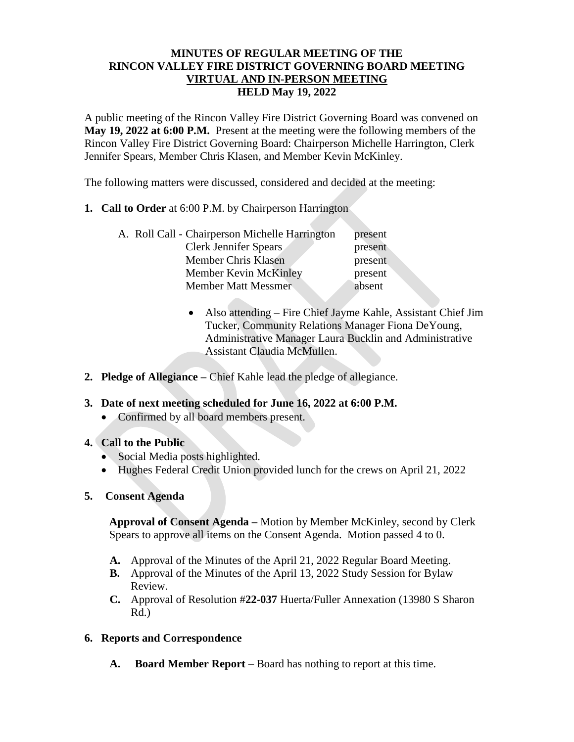# MINUTES OF REGULAR MEETING OF THE RINCON VALLEY FIRE DISTRICT GOVERNING BOARD MEETING

## VIRTUAL AND IN-PERSON MEETING

## HELD May 19, 2022

A public meeting of the Rincon Valley Fire District Governing Board was convened on **May 19, 2022 at 6:00 P.M.** Present at the meeting were the following members of the Rincon Valley Fire District Governing Board: Chairperson Michelle Harrington, Clerk Jennifer Spears, Member Chris Klasen, and Member Kevin McKinley.

The following matters were discussed, considered and decided at the meeting:

**1. Call to Order** at 6:00 P.M. by Chairperson Harrington

A. Roll Call -

| | |
|---|---|
| Chairperson Michelle Harrington | present |
| Clerk Jennifer Spears | present |
| Member Chris Klasen | present |
| Member Kevin McKinley | present |
| Member Matt Messmer | absent |

- Also attending – Fire Chief Jayme Kahle, Assistant Chief Jim Tucker, Community Relations Manager Fiona DeYoung, Administrative Manager Laura Bucklin and Administrative Assistant Claudia McMullen.

**2. Pledge of Allegiance –** Chief Kahle lead the pledge of allegiance.

**3. Date of next meeting scheduled for June 16, 2022 at 6:00 P.M.**

- Confirmed by all board members present.

**4. Call to the Public**

- Social Media posts highlighted.
- Hughes Federal Credit Union provided lunch for the crews on April 21, 2022

**5. Consent Agenda**

**Approval of Consent Agenda –** Motion by Member McKinley, second by Clerk Spears to approve all items on the Consent Agenda. Motion passed 4 to 0.

**A.** Approval of the Minutes of the April 21, 2022 Regular Board Meeting.

**B.** Approval of the Minutes of the April 13, 2022 Study Session for Bylaw Review.

**C.** Approval of Resolution #**22-037** Huerta/Fuller Annexation (13980 S Sharon Rd.)

**6. Reports and Correspondence**

**A. Board Member Report** – Board has nothing to report at this time.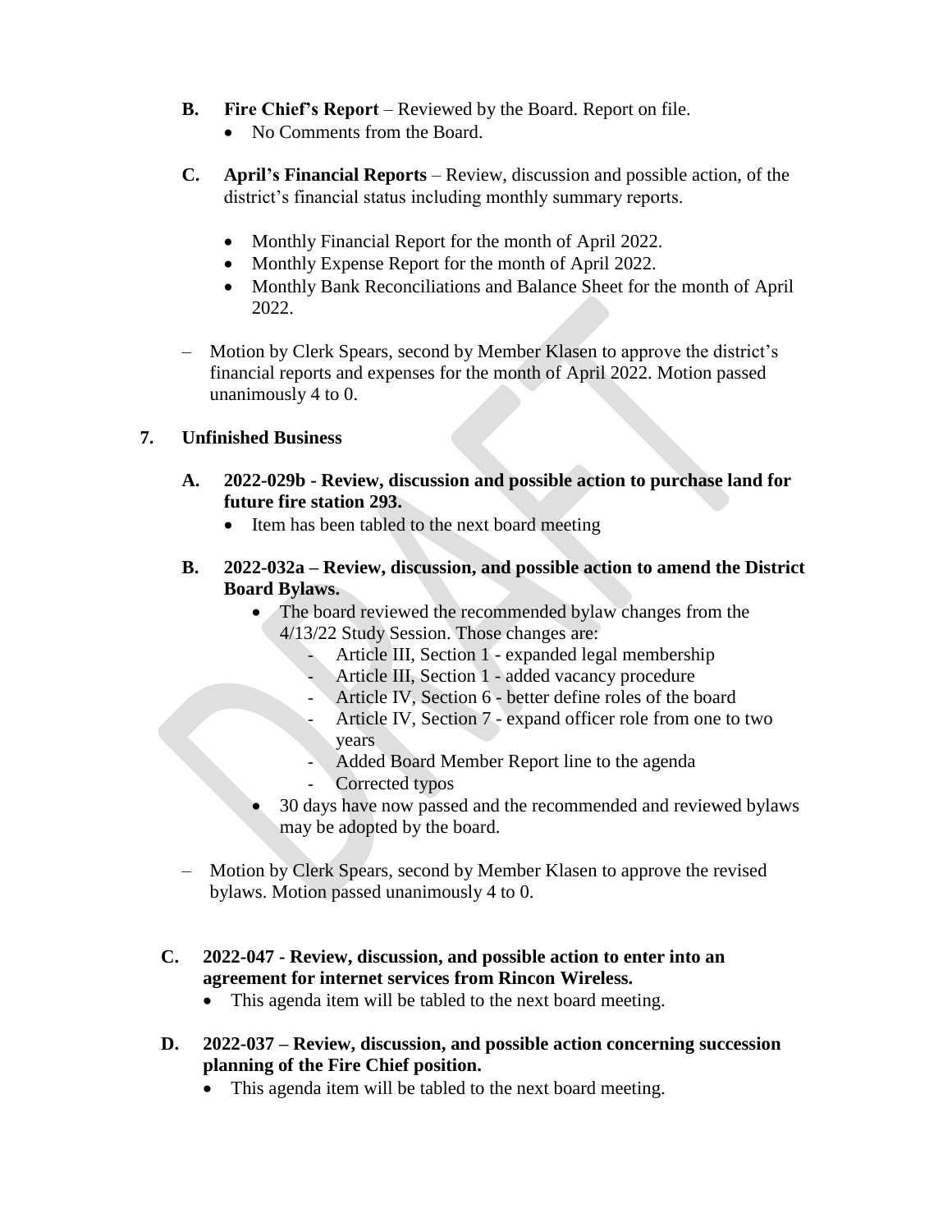**B. Fire Chief's Report** – Reviewed by the Board. Report on file.

- No Comments from the Board.

**C. April's Financial Reports** – Review, discussion and possible action, of the district's financial status including monthly summary reports.

- Monthly Financial Report for the month of April 2022.
- Monthly Expense Report for the month of April 2022.
- Monthly Bank Reconciliations and Balance Sheet for the month of April 2022.

– Motion by Clerk Spears, second by Member Klasen to approve the district's financial reports and expenses for the month of April 2022. Motion passed unanimously 4 to 0.

## 7. Unfinished Business

**A. 2022-029b - Review, discussion and possible action to purchase land for future fire station 293.**

- Item has been tabled to the next board meeting

**B. 2022-032a – Review, discussion, and possible action to amend the District Board Bylaws.**

- The board reviewed the recommended bylaw changes from the 4/13/22 Study Session. Those changes are:
  - Article III, Section 1 - expanded legal membership
  - Article III, Section 1 - added vacancy procedure
  - Article IV, Section 6 - better define roles of the board
  - Article IV, Section 7 - expand officer role from one to two years
  - Added Board Member Report line to the agenda
  - Corrected typos
- 30 days have now passed and the recommended and reviewed bylaws may be adopted by the board.

– Motion by Clerk Spears, second by Member Klasen to approve the revised bylaws. Motion passed unanimously 4 to 0.

**C. 2022-047 - Review, discussion, and possible action to enter into an agreement for internet services from Rincon Wireless.**

- This agenda item will be tabled to the next board meeting.

**D. 2022-037 – Review, discussion, and possible action concerning succession planning of the Fire Chief position.**

- This agenda item will be tabled to the next board meeting.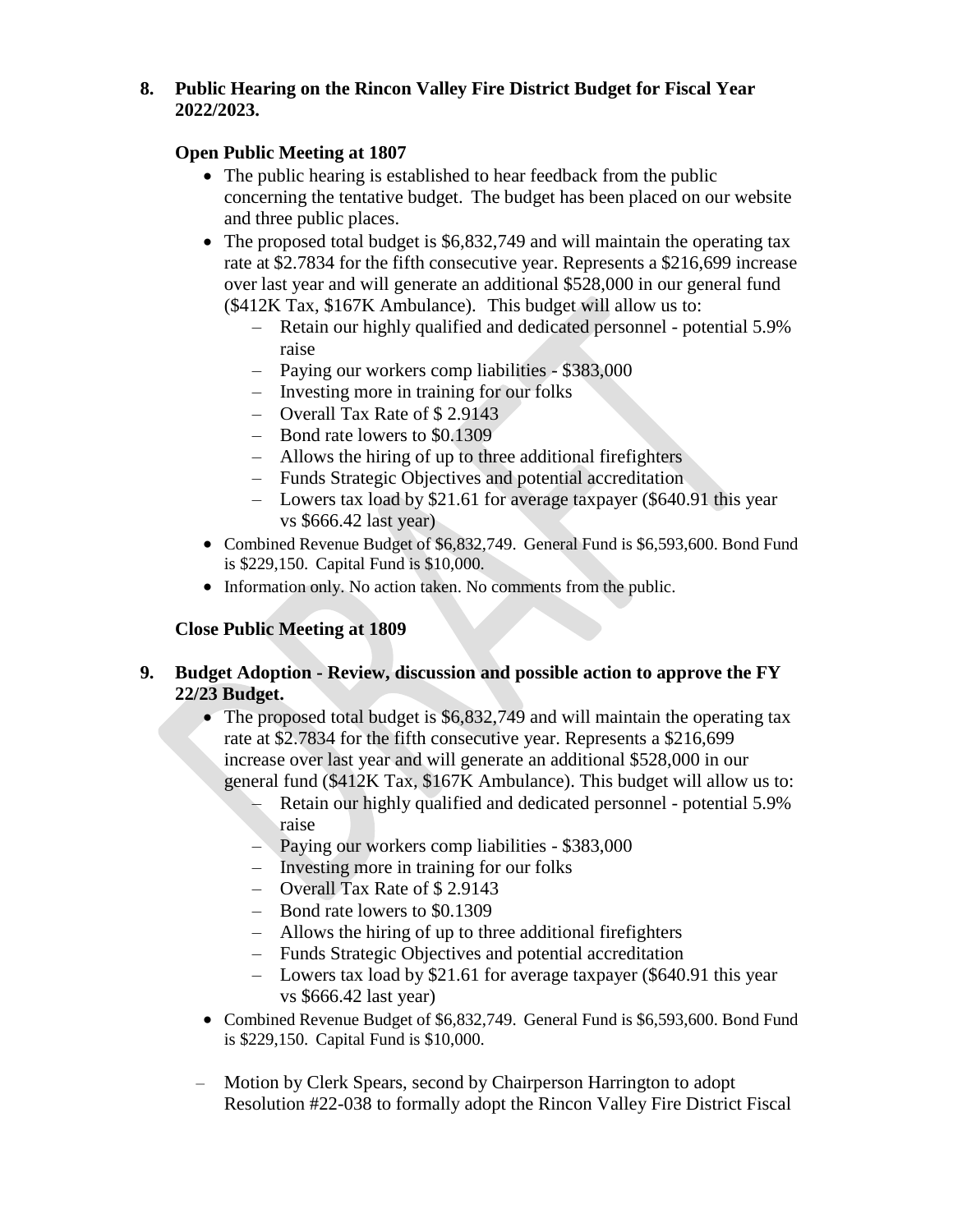8. **Public Hearing on the Rincon Valley Fire District Budget for Fiscal Year 2022/2023.**

   **Open Public Meeting at 1807**

   - The public hearing is established to hear feedback from the public concerning the tentative budget. The budget has been placed on our website and three public places.
   - The proposed total budget is $6,832,749 and will maintain the operating tax rate at $2.7834 for the fifth consecutive year. Represents a $216,699 increase over last year and will generate an additional $528,000 in our general fund ($412K Tax, $167K Ambulance). This budget will allow us to:
     - Retain our highly qualified and dedicated personnel - potential 5.9% raise
     - Paying our workers comp liabilities - $383,000
     - Investing more in training for our folks
     - Overall Tax Rate of $ 2.9143
     - Bond rate lowers to $0.1309
     - Allows the hiring of up to three additional firefighters
     - Funds Strategic Objectives and potential accreditation
     - Lowers tax load by $21.61 for average taxpayer ($640.91 this year vs $666.42 last year)
   - Combined Revenue Budget of $6,832,749. General Fund is $6,593,600. Bond Fund is $229,150. Capital Fund is $10,000.
   - Information only. No action taken. No comments from the public.

   **Close Public Meeting at 1809**

9. **Budget Adoption - Review, discussion and possible action to approve the FY 22/23 Budget.**
   - The proposed total budget is $6,832,749 and will maintain the operating tax rate at $2.7834 for the fifth consecutive year. Represents a $216,699 increase over last year and will generate an additional $528,000 in our general fund ($412K Tax, $167K Ambulance). This budget will allow us to:
     - Retain our highly qualified and dedicated personnel - potential 5.9% raise
     - Paying our workers comp liabilities - $383,000
     - Investing more in training for our folks
     - Overall Tax Rate of $ 2.9143
     - Bond rate lowers to $0.1309
     - Allows the hiring of up to three additional firefighters
     - Funds Strategic Objectives and potential accreditation
     - Lowers tax load by $21.61 for average taxpayer ($640.91 this year vs $666.42 last year)
   - Combined Revenue Budget of $6,832,749. General Fund is $6,593,600. Bond Fund is $229,150. Capital Fund is $10,000.

   - Motion by Clerk Spears, second by Chairperson Harrington to adopt Resolution #22-038 to formally adopt the Rincon Valley Fire District Fiscal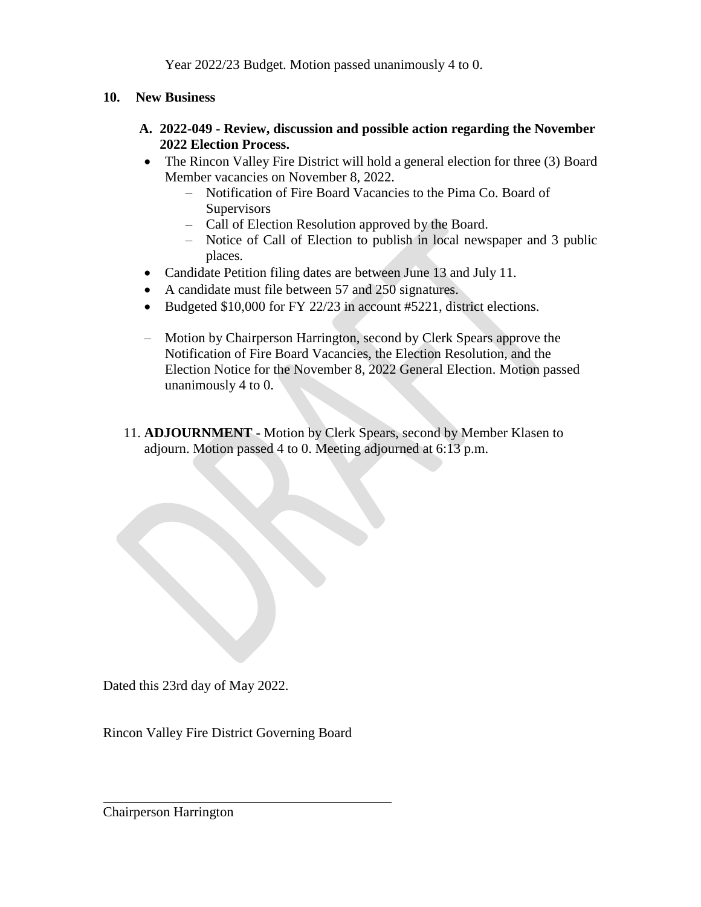Year 2022/23 Budget. Motion passed unanimously 4 to 0.

**10. New Business**

**A. 2022-049 - Review, discussion and possible action regarding the November 2022 Election Process.**

- The Rincon Valley Fire District will hold a general election for three (3) Board Member vacancies on November 8, 2022.
  - Notification of Fire Board Vacancies to the Pima Co. Board of Supervisors
  - Call of Election Resolution approved by the Board.
  - Notice of Call of Election to publish in local newspaper and 3 public places.
- Candidate Petition filing dates are between June 13 and July 11.
- A candidate must file between 57 and 250 signatures.
- Budgeted $10,000 for FY 22/23 in account #5221, district elections.

– Motion by Chairperson Harrington, second by Clerk Spears approve the Notification of Fire Board Vacancies, the Election Resolution, and the Election Notice for the November 8, 2022 General Election. Motion passed unanimously 4 to 0.

11. **ADJOURNMENT -** Motion by Clerk Spears, second by Member Klasen to adjourn. Motion passed 4 to 0. Meeting adjourned at 6:13 p.m.

Dated this 23rd day of May 2022.

Rincon Valley Fire District Governing Board

\_\_\_\_\_\_\_\_\_\_\_\_\_\_\_\_\_\_\_\_\_\_\_\_\_\_\_\_\_\_\_\_\_\_\_\_\_\_\_\_

Chairperson Harrington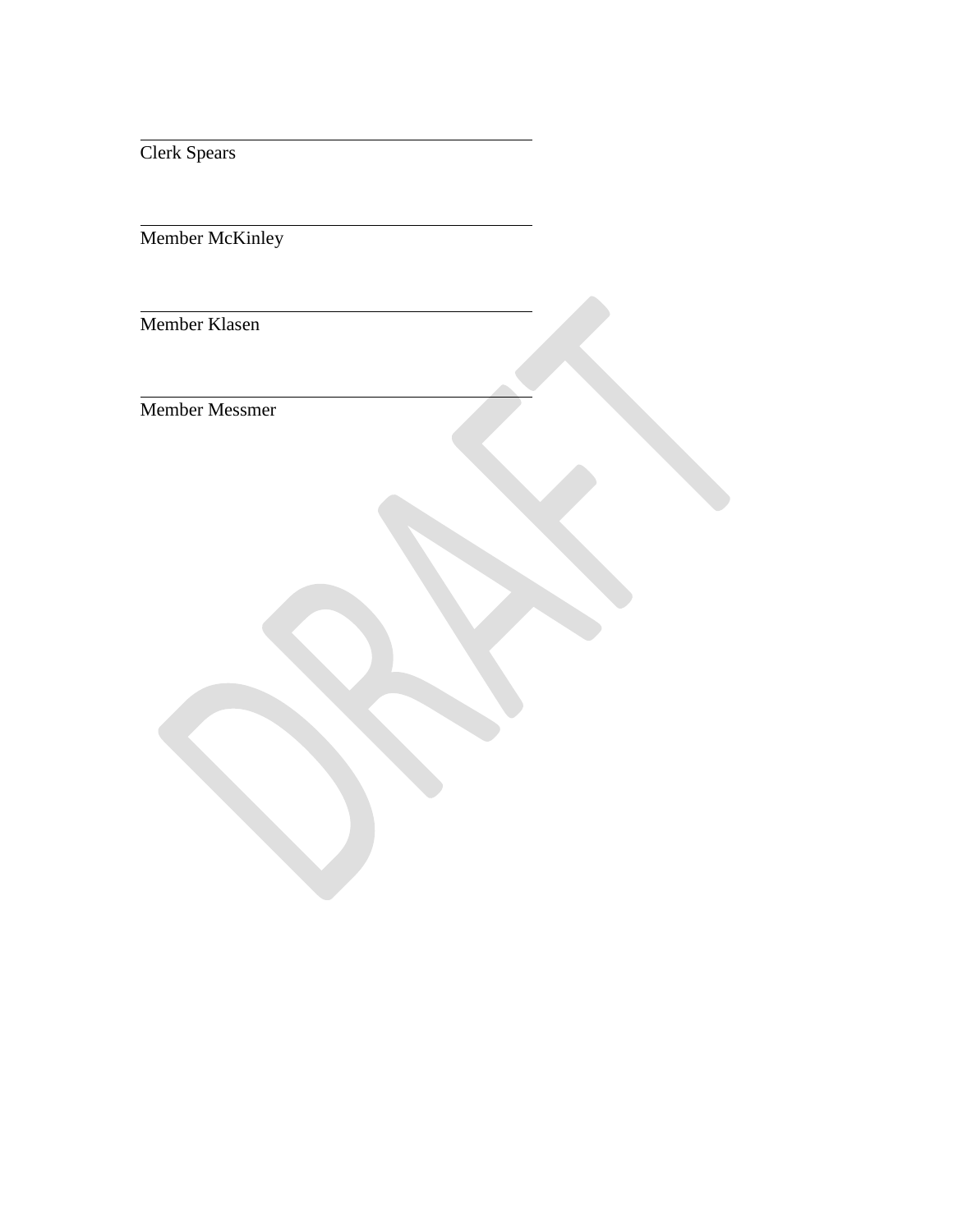\_\_\_\_\_\_\_\_\_\_\_\_\_\_\_\_\_\_\_\_\_\_\_\_\_\_\_\_\_\_\_\_\_\_\_\_\_\_\_\_

Clerk Spears

\_\_\_\_\_\_\_\_\_\_\_\_\_\_\_\_\_\_\_\_\_\_\_\_\_\_\_\_\_\_\_\_\_\_\_\_\_\_\_\_

Member McKinley

\_\_\_\_\_\_\_\_\_\_\_\_\_\_\_\_\_\_\_\_\_\_\_\_\_\_\_\_\_\_\_\_\_\_\_\_\_\_\_\_

Member Klasen

\_\_\_\_\_\_\_\_\_\_\_\_\_\_\_\_\_\_\_\_\_\_\_\_\_\_\_\_\_\_\_\_\_\_\_\_\_\_\_\_

Member Messmer

DRAFT